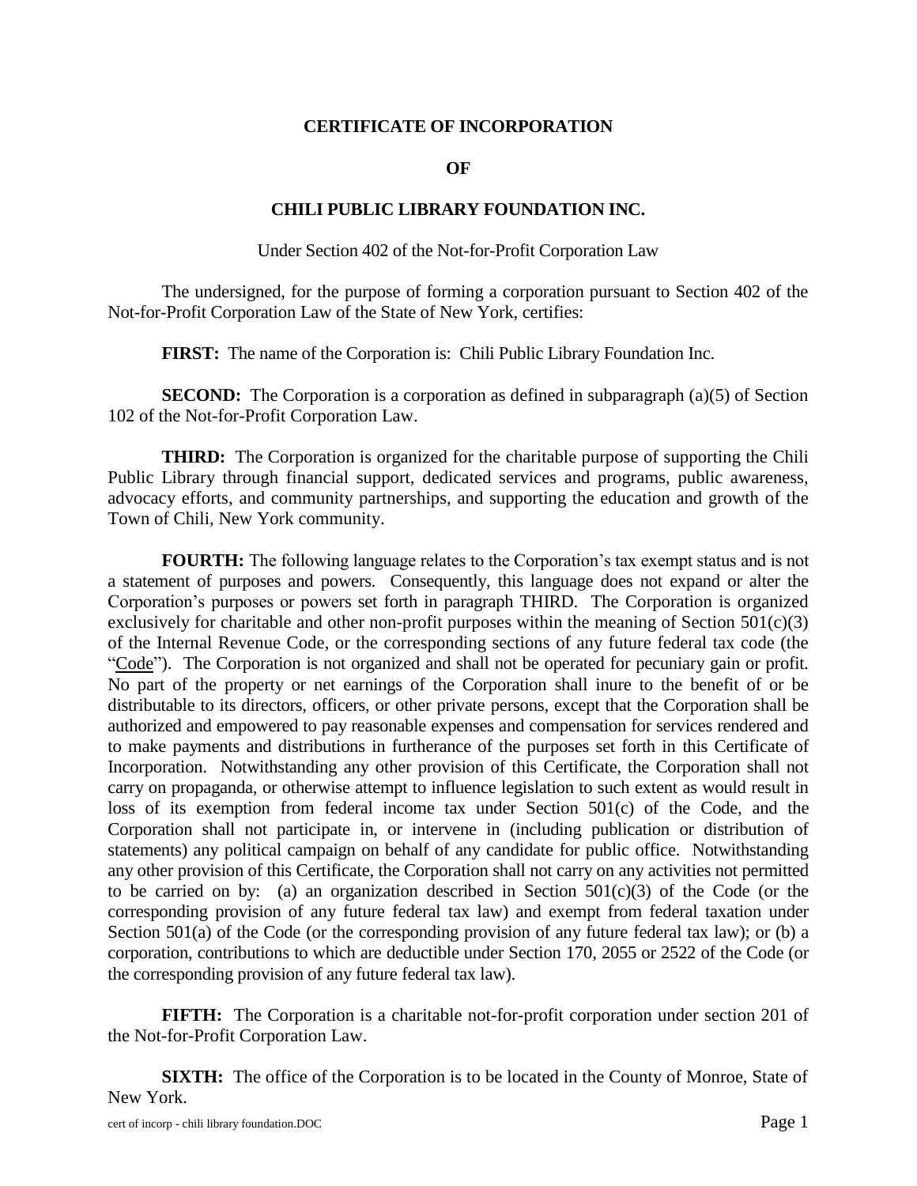# CERTIFICATE OF INCORPORATION

## OF

## CHILI PUBLIC LIBRARY FOUNDATION INC.

Under Section 402 of the Not-for-Profit Corporation Law

The undersigned, for the purpose of forming a corporation pursuant to Section 402 of the Not-for-Profit Corporation Law of the State of New York, certifies:

**FIRST:** The name of the Corporation is: Chili Public Library Foundation Inc.

**SECOND:** The Corporation is a corporation as defined in subparagraph (a)(5) of Section 102 of the Not-for-Profit Corporation Law.

**THIRD:** The Corporation is organized for the charitable purpose of supporting the Chili Public Library through financial support, dedicated services and programs, public awareness, advocacy efforts, and community partnerships, and supporting the education and growth of the Town of Chili, New York community.

**FOURTH:** The following language relates to the Corporation's tax exempt status and is not a statement of purposes and powers. Consequently, this language does not expand or alter the Corporation's purposes or powers set forth in paragraph THIRD. The Corporation is organized exclusively for charitable and other non-profit purposes within the meaning of Section 501(c)(3) of the Internal Revenue Code, or the corresponding sections of any future federal tax code (the "Code"). The Corporation is not organized and shall not be operated for pecuniary gain or profit. No part of the property or net earnings of the Corporation shall inure to the benefit of or be distributable to its directors, officers, or other private persons, except that the Corporation shall be authorized and empowered to pay reasonable expenses and compensation for services rendered and to make payments and distributions in furtherance of the purposes set forth in this Certificate of Incorporation. Notwithstanding any other provision of this Certificate, the Corporation shall not carry on propaganda, or otherwise attempt to influence legislation to such extent as would result in loss of its exemption from federal income tax under Section 501(c) of the Code, and the Corporation shall not participate in, or intervene in (including publication or distribution of statements) any political campaign on behalf of any candidate for public office. Notwithstanding any other provision of this Certificate, the Corporation shall not carry on any activities not permitted to be carried on by: (a) an organization described in Section 501(c)(3) of the Code (or the corresponding provision of any future federal tax law) and exempt from federal taxation under Section 501(a) of the Code (or the corresponding provision of any future federal tax law); or (b) a corporation, contributions to which are deductible under Section 170, 2055 or 2522 of the Code (or the corresponding provision of any future federal tax law).

**FIFTH:** The Corporation is a charitable not-for-profit corporation under section 201 of the Not-for-Profit Corporation Law.

**SIXTH:** The office of the Corporation is to be located in the County of Monroe, State of New York.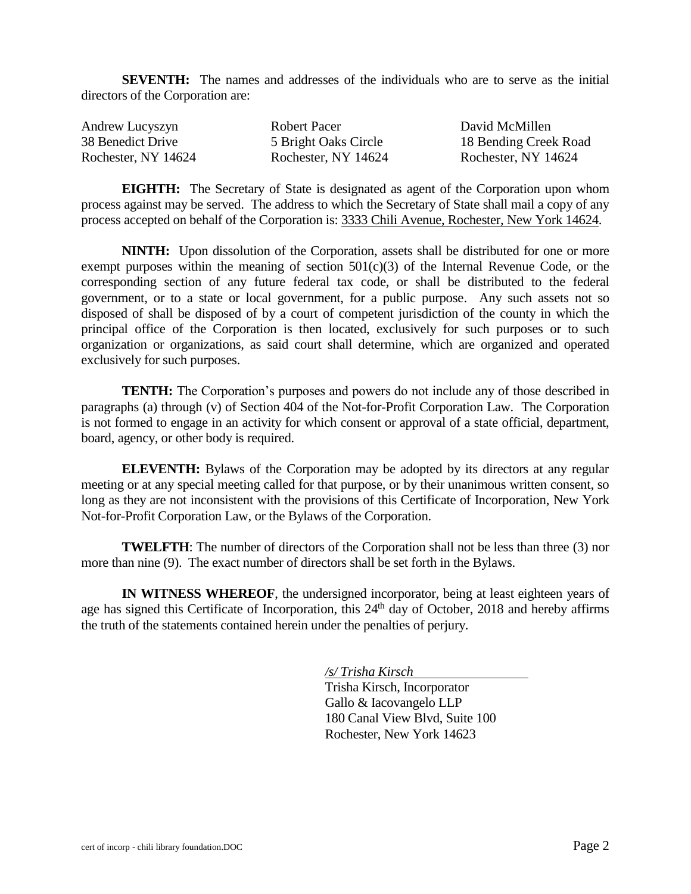**SEVENTH:** The names and addresses of the individuals who are to serve as the initial directors of the Corporation are:

| Andrew Lucyszyn | Robert Pacer | David McMillen |
|---|---|---|
| 38 Benedict Drive | 5 Bright Oaks Circle | 18 Bending Creek Road |
| Rochester, NY 14624 | Rochester, NY 14624 | Rochester, NY 14624 |

**EIGHTH:** The Secretary of State is designated as agent of the Corporation upon whom process against may be served. The address to which the Secretary of State shall mail a copy of any process accepted on behalf of the Corporation is: 3333 Chili Avenue, Rochester, New York 14624.

**NINTH:** Upon dissolution of the Corporation, assets shall be distributed for one or more exempt purposes within the meaning of section 501(c)(3) of the Internal Revenue Code, or the corresponding section of any future federal tax code, or shall be distributed to the federal government, or to a state or local government, for a public purpose. Any such assets not so disposed of shall be disposed of by a court of competent jurisdiction of the county in which the principal office of the Corporation is then located, exclusively for such purposes or to such organization or organizations, as said court shall determine, which are organized and operated exclusively for such purposes.

**TENTH:** The Corporation's purposes and powers do not include any of those described in paragraphs (a) through (v) of Section 404 of the Not-for-Profit Corporation Law. The Corporation is not formed to engage in an activity for which consent or approval of a state official, department, board, agency, or other body is required.

**ELEVENTH:** Bylaws of the Corporation may be adopted by its directors at any regular meeting or at any special meeting called for that purpose, or by their unanimous written consent, so long as they are not inconsistent with the provisions of this Certificate of Incorporation, New York Not-for-Profit Corporation Law, or the Bylaws of the Corporation.

**TWELFTH**: The number of directors of the Corporation shall not be less than three (3) nor more than nine (9). The exact number of directors shall be set forth in the Bylaws.

**IN WITNESS WHEREOF**, the undersigned incorporator, being at least eighteen years of age has signed this Certificate of Incorporation, this 24th day of October, 2018 and hereby affirms the truth of the statements contained herein under the penalties of perjury.

*/s/ Trisha Kirsch*
Trisha Kirsch, Incorporator
Gallo & Iacovangelo LLP
180 Canal View Blvd, Suite 100
Rochester, New York 14623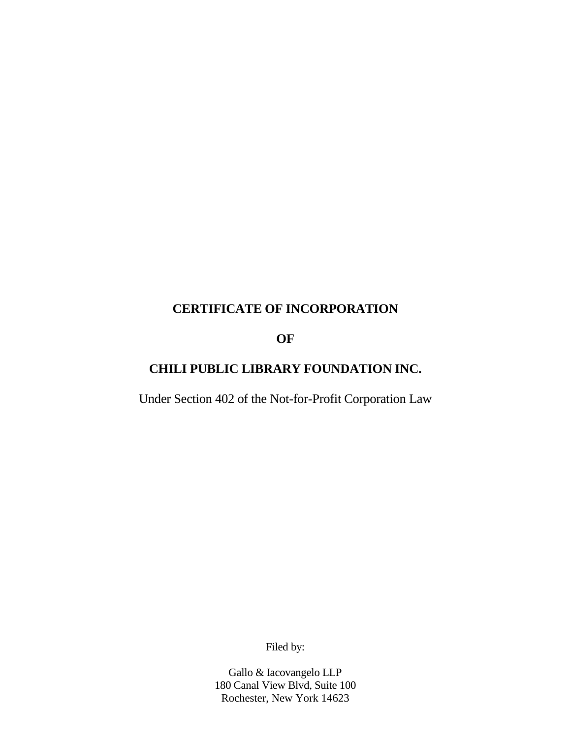**CERTIFICATE OF INCORPORATION**

**OF**

**CHILI PUBLIC LIBRARY FOUNDATION INC.**

Under Section 402 of the Not-for-Profit Corporation Law

Filed by:

Gallo & Iacovangelo LLP
180 Canal View Blvd, Suite 100
Rochester, New York 14623